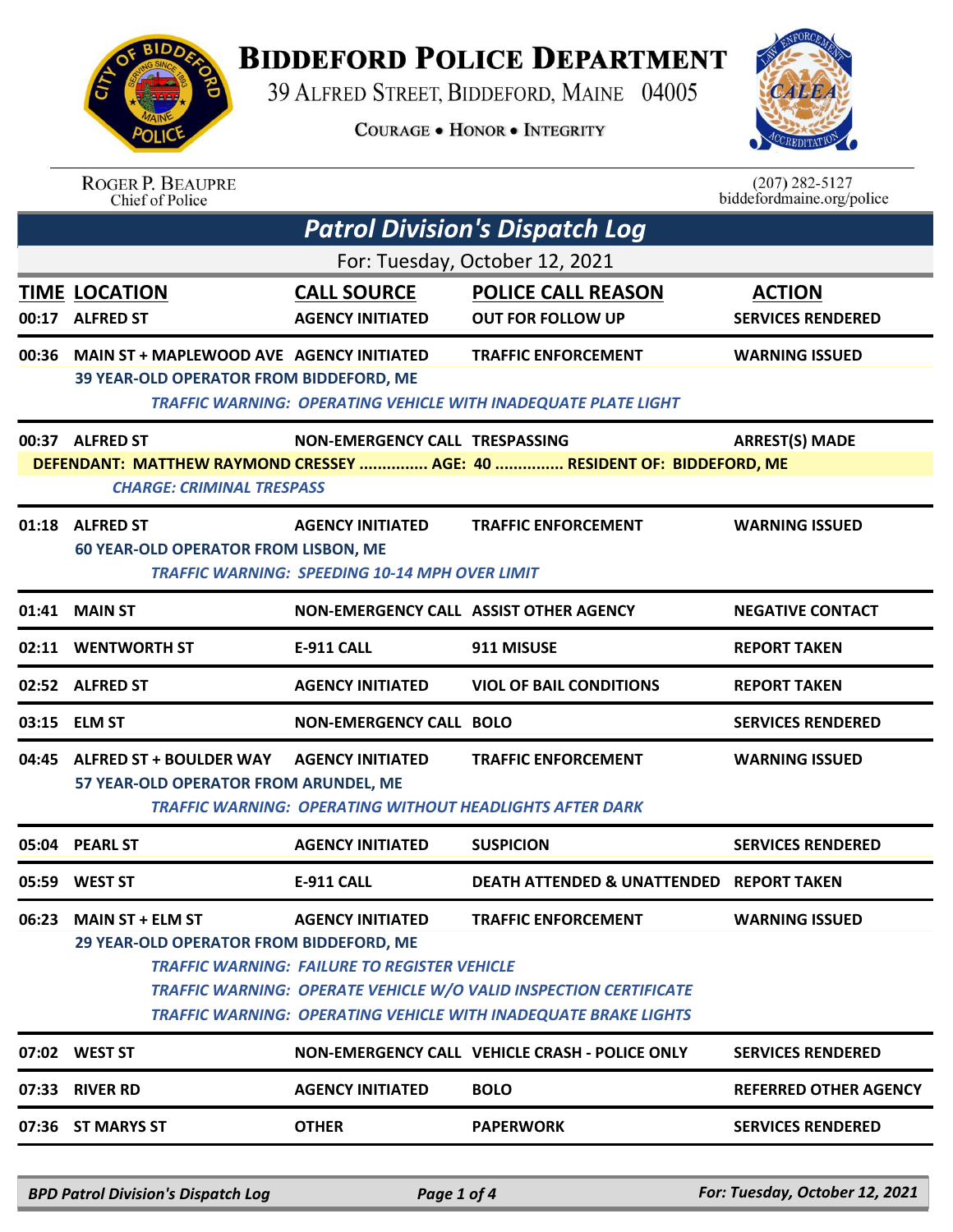# BIDDEFORD POLICE DEPARTMENT

39 ALFRED STREET, BIDDEFORD, MAINE 04005

COURAGE • HONOR • INTEGRITY

ROGER P. BEAUPRE
Chief of Police

(207) 282-5127
biddefordmaine.org/police

## Patrol Division's Dispatch Log

For: Tuesday, October 12, 2021

| TIME | LOCATION | CALL SOURCE | POLICE CALL REASON | ACTION |
|---|---|---|---|---|
| 00:17 | ALFRED ST | AGENCY INITIATED | OUT FOR FOLLOW UP | SERVICES RENDERED |
| 00:36 | MAIN ST + MAPLEWOOD AVE | AGENCY INITIATED | TRAFFIC ENFORCEMENT | WARNING ISSUED |
| | 39 YEAR-OLD OPERATOR FROM BIDDEFORD, ME | | | |
| | *TRAFFIC WARNING: OPERATING VEHICLE WITH INADEQUATE PLATE LIGHT* | | | |
| 00:37 | ALFRED ST | NON-EMERGENCY CALL | TRESPASSING | ARREST(S) MADE |
| | DEFENDANT: MATTHEW RAYMOND CRESSEY ............... AGE: 40 ............... RESIDENT OF: BIDDEFORD, ME | | | |
| | *CHARGE: CRIMINAL TRESPASS* | | | |
| 01:18 | ALFRED ST | AGENCY INITIATED | TRAFFIC ENFORCEMENT | WARNING ISSUED |
| | 60 YEAR-OLD OPERATOR FROM LISBON, ME | | | |
| | *TRAFFIC WARNING: SPEEDING 10-14 MPH OVER LIMIT* | | | |
| 01:41 | MAIN ST | NON-EMERGENCY CALL | ASSIST OTHER AGENCY | NEGATIVE CONTACT |
| 02:11 | WENTWORTH ST | E-911 CALL | 911 MISUSE | REPORT TAKEN |
| 02:52 | ALFRED ST | AGENCY INITIATED | VIOL OF BAIL CONDITIONS | REPORT TAKEN |
| 03:15 | ELM ST | NON-EMERGENCY CALL | BOLO | SERVICES RENDERED |
| 04:45 | ALFRED ST + BOULDER WAY | AGENCY INITIATED | TRAFFIC ENFORCEMENT | WARNING ISSUED |
| | 57 YEAR-OLD OPERATOR FROM ARUNDEL, ME | | | |
| | *TRAFFIC WARNING: OPERATING WITHOUT HEADLIGHTS AFTER DARK* | | | |
| 05:04 | PEARL ST | AGENCY INITIATED | SUSPICION | SERVICES RENDERED |
| 05:59 | WEST ST | E-911 CALL | DEATH ATTENDED & UNATTENDED | REPORT TAKEN |
| 06:23 | MAIN ST + ELM ST | AGENCY INITIATED | TRAFFIC ENFORCEMENT | WARNING ISSUED |
| | 29 YEAR-OLD OPERATOR FROM BIDDEFORD, ME | | | |
| | *TRAFFIC WARNING: FAILURE TO REGISTER VEHICLE* | | | |
| | *TRAFFIC WARNING: OPERATE VEHICLE W/O VALID INSPECTION CERTIFICATE* | | | |
| | *TRAFFIC WARNING: OPERATING VEHICLE WITH INADEQUATE BRAKE LIGHTS* | | | |
| 07:02 | WEST ST | NON-EMERGENCY CALL | VEHICLE CRASH - POLICE ONLY | SERVICES RENDERED |
| 07:33 | RIVER RD | AGENCY INITIATED | BOLO | REFERRED OTHER AGENCY |
| 07:36 | ST MARYS ST | OTHER | PAPERWORK | SERVICES RENDERED |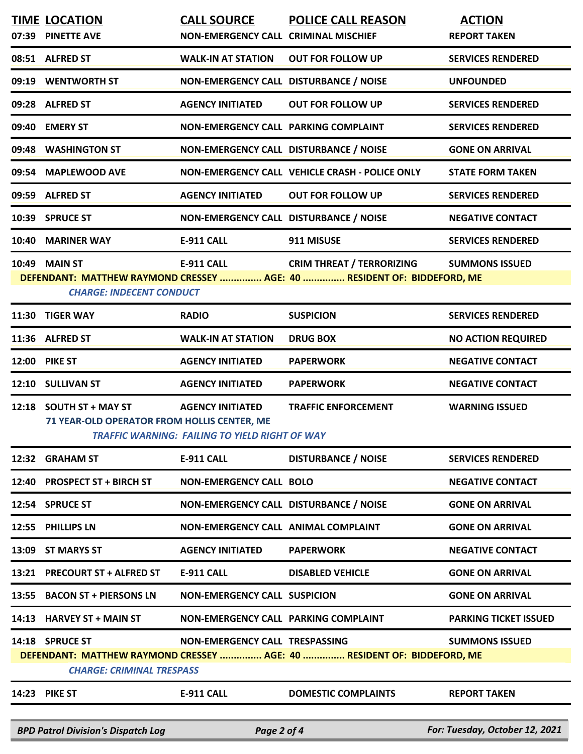| TIME | LOCATION | CALL SOURCE | POLICE CALL REASON | ACTION |
|---|---|---|---|---|
| 07:39 | PINETTE AVE | NON-EMERGENCY CALL | CRIMINAL MISCHIEF | REPORT TAKEN |
| 08:51 | ALFRED ST | WALK-IN AT STATION | OUT FOR FOLLOW UP | SERVICES RENDERED |
| 09:19 | WENTWORTH ST | NON-EMERGENCY CALL | DISTURBANCE / NOISE | UNFOUNDED |
| 09:28 | ALFRED ST | AGENCY INITIATED | OUT FOR FOLLOW UP | SERVICES RENDERED |
| 09:40 | EMERY ST | NON-EMERGENCY CALL | PARKING COMPLAINT | SERVICES RENDERED |
| 09:48 | WASHINGTON ST | NON-EMERGENCY CALL | DISTURBANCE / NOISE | GONE ON ARRIVAL |
| 09:54 | MAPLEWOOD AVE | NON-EMERGENCY CALL | VEHICLE CRASH - POLICE ONLY | STATE FORM TAKEN |
| 09:59 | ALFRED ST | AGENCY INITIATED | OUT FOR FOLLOW UP | SERVICES RENDERED |
| 10:39 | SPRUCE ST | NON-EMERGENCY CALL | DISTURBANCE / NOISE | NEGATIVE CONTACT |
| 10:40 | MARINER WAY | E-911 CALL | 911 MISUSE | SERVICES RENDERED |
| 10:49 | MAIN ST | E-911 CALL | CRIM THREAT / TERRORIZING | SUMMONS ISSUED |
| | DEFENDANT: MATTHEW RAYMOND CRESSEY ............... AGE: 40 ............... RESIDENT OF: BIDDEFORD, ME | | | |
| | *CHARGE: INDECENT CONDUCT* | | | |
| 11:30 | TIGER WAY | RADIO | SUSPICION | SERVICES RENDERED |
| 11:36 | ALFRED ST | WALK-IN AT STATION | DRUG BOX | NO ACTION REQUIRED |
| 12:00 | PIKE ST | AGENCY INITIATED | PAPERWORK | NEGATIVE CONTACT |
| 12:10 | SULLIVAN ST | AGENCY INITIATED | PAPERWORK | NEGATIVE CONTACT |
| 12:18 | SOUTH ST + MAY ST | AGENCY INITIATED | TRAFFIC ENFORCEMENT | WARNING ISSUED |
| | 71 YEAR-OLD OPERATOR FROM HOLLIS CENTER, ME | | | |
| | *TRAFFIC WARNING: FAILING TO YIELD RIGHT OF WAY* | | | |
| 12:32 | GRAHAM ST | E-911 CALL | DISTURBANCE / NOISE | SERVICES RENDERED |
| 12:40 | PROSPECT ST + BIRCH ST | NON-EMERGENCY CALL | BOLO | NEGATIVE CONTACT |
| 12:54 | SPRUCE ST | NON-EMERGENCY CALL | DISTURBANCE / NOISE | GONE ON ARRIVAL |
| 12:55 | PHILLIPS LN | NON-EMERGENCY CALL | ANIMAL COMPLAINT | GONE ON ARRIVAL |
| 13:09 | ST MARYS ST | AGENCY INITIATED | PAPERWORK | NEGATIVE CONTACT |
| 13:21 | PRECOURT ST + ALFRED ST | E-911 CALL | DISABLED VEHICLE | GONE ON ARRIVAL |
| 13:55 | BACON ST + PIERSONS LN | NON-EMERGENCY CALL | SUSPICION | GONE ON ARRIVAL |
| 14:13 | HARVEY ST + MAIN ST | NON-EMERGENCY CALL | PARKING COMPLAINT | PARKING TICKET ISSUED |
| 14:18 | SPRUCE ST | NON-EMERGENCY CALL | TRESPASSING | SUMMONS ISSUED |
| | DEFENDANT: MATTHEW RAYMOND CRESSEY ............... AGE: 40 ............... RESIDENT OF: BIDDEFORD, ME | | | |
| | *CHARGE: CRIMINAL TRESPASS* | | | |
| 14:23 | PIKE ST | E-911 CALL | DOMESTIC COMPLAINTS | REPORT TAKEN |

*BPD Patrol Division's Dispatch Log* — *For: Tuesday, October 12, 2021*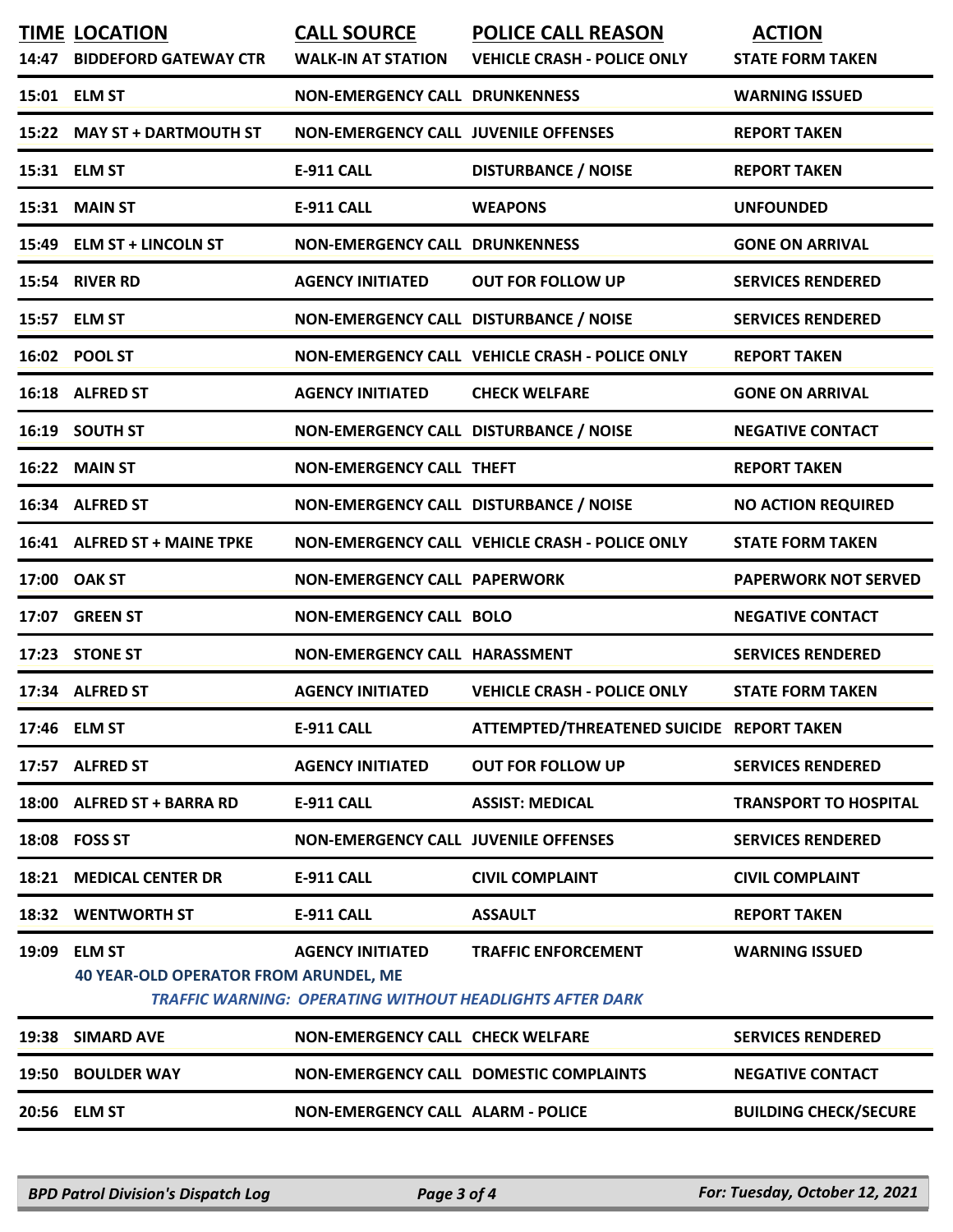| TIME | LOCATION | CALL SOURCE | POLICE CALL REASON | ACTION |
|---|---|---|---|---|
| 14:47 | BIDDEFORD GATEWAY CTR | WALK-IN AT STATION | VEHICLE CRASH - POLICE ONLY | STATE FORM TAKEN |
| 15:01 | ELM ST | NON-EMERGENCY CALL | DRUNKENNESS | WARNING ISSUED |
| 15:22 | MAY ST + DARTMOUTH ST | NON-EMERGENCY CALL | JUVENILE OFFENSES | REPORT TAKEN |
| 15:31 | ELM ST | E-911 CALL | DISTURBANCE / NOISE | REPORT TAKEN |
| 15:31 | MAIN ST | E-911 CALL | WEAPONS | UNFOUNDED |
| 15:49 | ELM ST + LINCOLN ST | NON-EMERGENCY CALL | DRUNKENNESS | GONE ON ARRIVAL |
| 15:54 | RIVER RD | AGENCY INITIATED | OUT FOR FOLLOW UP | SERVICES RENDERED |
| 15:57 | ELM ST | NON-EMERGENCY CALL | DISTURBANCE / NOISE | SERVICES RENDERED |
| 16:02 | POOL ST | NON-EMERGENCY CALL | VEHICLE CRASH - POLICE ONLY | REPORT TAKEN |
| 16:18 | ALFRED ST | AGENCY INITIATED | CHECK WELFARE | GONE ON ARRIVAL |
| 16:19 | SOUTH ST | NON-EMERGENCY CALL | DISTURBANCE / NOISE | NEGATIVE CONTACT |
| 16:22 | MAIN ST | NON-EMERGENCY CALL | THEFT | REPORT TAKEN |
| 16:34 | ALFRED ST | NON-EMERGENCY CALL | DISTURBANCE / NOISE | NO ACTION REQUIRED |
| 16:41 | ALFRED ST + MAINE TPKE | NON-EMERGENCY CALL | VEHICLE CRASH - POLICE ONLY | STATE FORM TAKEN |
| 17:00 | OAK ST | NON-EMERGENCY CALL | PAPERWORK | PAPERWORK NOT SERVED |
| 17:07 | GREEN ST | NON-EMERGENCY CALL | BOLO | NEGATIVE CONTACT |
| 17:23 | STONE ST | NON-EMERGENCY CALL | HARASSMENT | SERVICES RENDERED |
| 17:34 | ALFRED ST | AGENCY INITIATED | VEHICLE CRASH - POLICE ONLY | STATE FORM TAKEN |
| 17:46 | ELM ST | E-911 CALL | ATTEMPTED/THREATENED SUICIDE | REPORT TAKEN |
| 17:57 | ALFRED ST | AGENCY INITIATED | OUT FOR FOLLOW UP | SERVICES RENDERED |
| 18:00 | ALFRED ST + BARRA RD | E-911 CALL | ASSIST: MEDICAL | TRANSPORT TO HOSPITAL |
| 18:08 | FOSS ST | NON-EMERGENCY CALL | JUVENILE OFFENSES | SERVICES RENDERED |
| 18:21 | MEDICAL CENTER DR | E-911 CALL | CIVIL COMPLAINT | CIVIL COMPLAINT |
| 18:32 | WENTWORTH ST | E-911 CALL | ASSAULT | REPORT TAKEN |
| 19:09 | ELM ST<br>40 YEAR-OLD OPERATOR FROM ARUNDEL, ME<br>*TRAFFIC WARNING: OPERATING WITHOUT HEADLIGHTS AFTER DARK* | AGENCY INITIATED | TRAFFIC ENFORCEMENT | WARNING ISSUED |
| 19:38 | SIMARD AVE | NON-EMERGENCY CALL | CHECK WELFARE | SERVICES RENDERED |
| 19:50 | BOULDER WAY | NON-EMERGENCY CALL | DOMESTIC COMPLAINTS | NEGATIVE CONTACT |
| 20:56 | ELM ST | NON-EMERGENCY CALL | ALARM - POLICE | BUILDING CHECK/SECURE |

*BPD Patrol Division's Dispatch Log* — *For: Tuesday, October 12, 2021*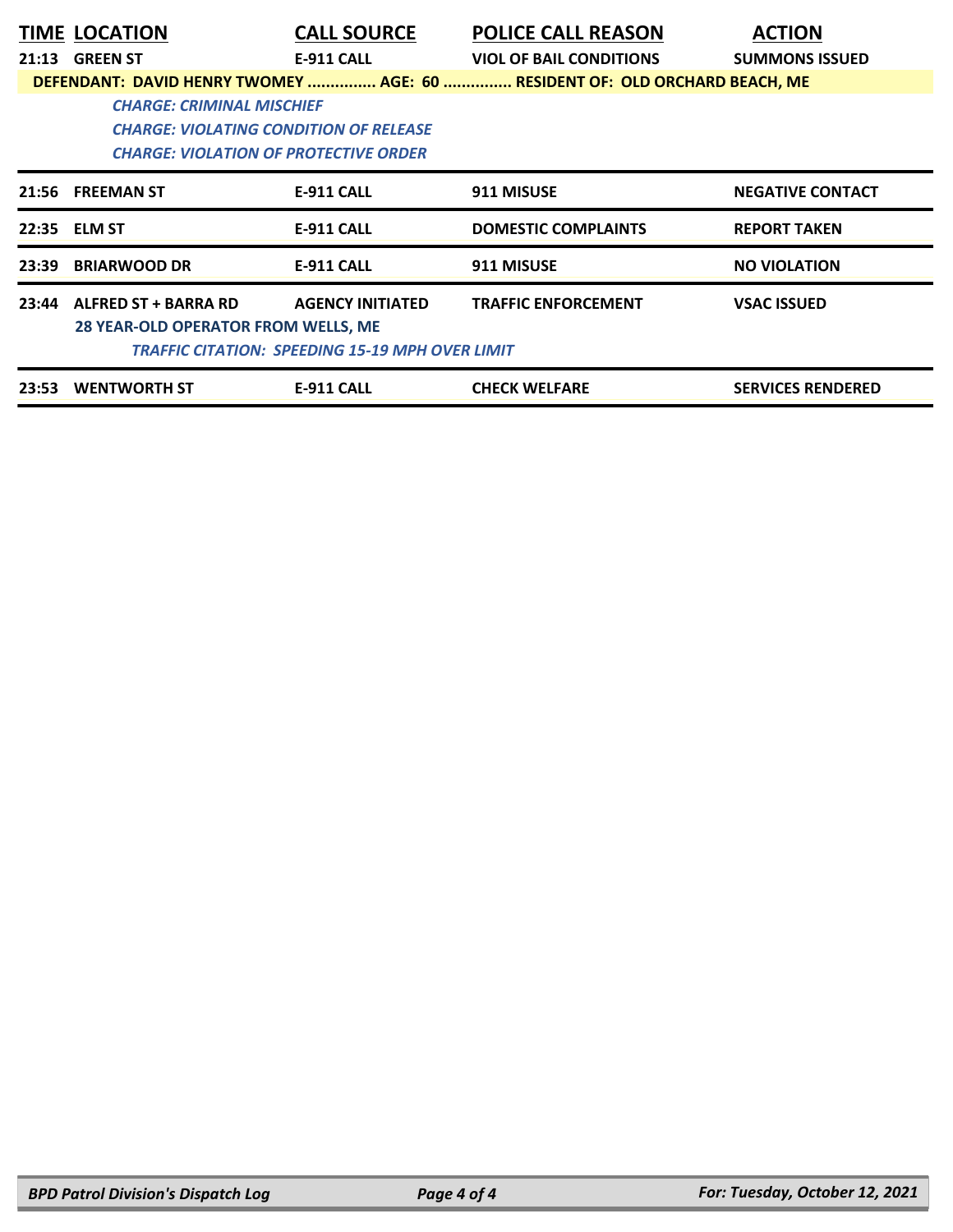| TIME | LOCATION | CALL SOURCE | POLICE CALL REASON | ACTION |
|---|---|---|---|---|
| 21:13 | GREEN ST | E-911 CALL | VIOL OF BAIL CONDITIONS | SUMMONS ISSUED |

**DEFENDANT: DAVID HENRY TWOMEY ............... AGE: 60 ............... RESIDENT OF: OLD ORCHARD BEACH, ME**

*CHARGE: CRIMINAL MISCHIEF*
*CHARGE: VIOLATING CONDITION OF RELEASE*
*CHARGE: VIOLATION OF PROTECTIVE ORDER*

| TIME | LOCATION | CALL SOURCE | POLICE CALL REASON | ACTION |
|---|---|---|---|---|
| 21:56 | FREEMAN ST | E-911 CALL | 911 MISUSE | NEGATIVE CONTACT |
| 22:35 | ELM ST | E-911 CALL | DOMESTIC COMPLAINTS | REPORT TAKEN |
| 23:39 | BRIARWOOD DR | E-911 CALL | 911 MISUSE | NO VIOLATION |
| 23:44 | ALFRED ST + BARRA RD | AGENCY INITIATED | TRAFFIC ENFORCEMENT | VSAC ISSUED |

**28 YEAR-OLD OPERATOR FROM WELLS, ME**

*TRAFFIC CITATION: SPEEDING 15-19 MPH OVER LIMIT*

| TIME | LOCATION | CALL SOURCE | POLICE CALL REASON | ACTION |
|---|---|---|---|---|
| 23:53 | WENTWORTH ST | E-911 CALL | CHECK WELFARE | SERVICES RENDERED |